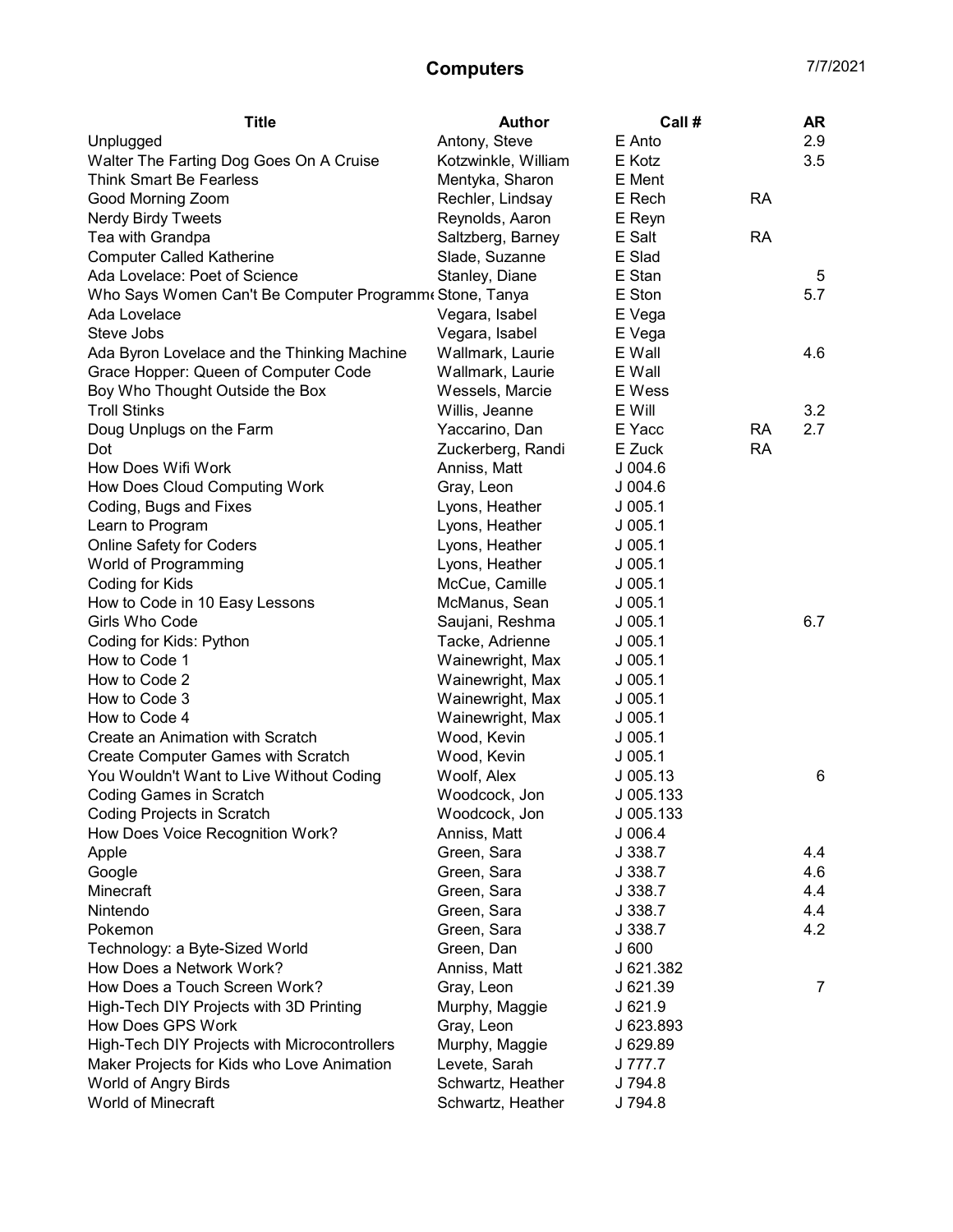# Computers

7/7/2021

| Title | Author | Call # | | AR |
|---|---|---|---|---|
| Unplugged | Antony, Steve | E Anto | | 2.9 |
| Walter The Farting Dog Goes On A Cruise | Kotzwinkle, William | E Kotz | | 3.5 |
| Think Smart Be Fearless | Mentyka, Sharon | E Ment | | |
| Good Morning Zoom | Rechler, Lindsay | E Rech | RA | |
| Nerdy Birdy Tweets | Reynolds, Aaron | E Reyn | | |
| Tea with Grandpa | Saltzberg, Barney | E Salt | RA | |
| Computer Called Katherine | Slade, Suzanne | E Slad | | |
| Ada Lovelace: Poet of Science | Stanley, Diane | E Stan | | 5 |
| Who Says Women Can't Be Computer Programme | Stone, Tanya | E Ston | | 5.7 |
| Ada Lovelace | Vegara, Isabel | E Vega | | |
| Steve Jobs | Vegara, Isabel | E Vega | | |
| Ada Byron Lovelace and the Thinking Machine | Wallmark, Laurie | E Wall | | 4.6 |
| Grace Hopper: Queen of Computer Code | Wallmark, Laurie | E Wall | | |
| Boy Who Thought Outside the Box | Wessels, Marcie | E Wess | | |
| Troll Stinks | Willis, Jeanne | E Will | | 3.2 |
| Doug Unplugs on the Farm | Yaccarino, Dan | E Yacc | RA | 2.7 |
| Dot | Zuckerberg, Randi | E Zuck | RA | |
| How Does Wifi Work | Anniss, Matt | J 004.6 | | |
| How Does Cloud Computing Work | Gray, Leon | J 004.6 | | |
| Coding, Bugs and Fixes | Lyons, Heather | J 005.1 | | |
| Learn to Program | Lyons, Heather | J 005.1 | | |
| Online Safety for Coders | Lyons, Heather | J 005.1 | | |
| World of Programming | Lyons, Heather | J 005.1 | | |
| Coding for Kids | McCue, Camille | J 005.1 | | |
| How to Code in 10 Easy Lessons | McManus, Sean | J 005.1 | | |
| Girls Who Code | Saujani, Reshma | J 005.1 | | 6.7 |
| Coding for Kids: Python | Tacke, Adrienne | J 005.1 | | |
| How to Code 1 | Wainewright, Max | J 005.1 | | |
| How to Code 2 | Wainewright, Max | J 005.1 | | |
| How to Code 3 | Wainewright, Max | J 005.1 | | |
| How to Code 4 | Wainewright, Max | J 005.1 | | |
| Create an Animation with Scratch | Wood, Kevin | J 005.1 | | |
| Create Computer Games with Scratch | Wood, Kevin | J 005.1 | | |
| You Wouldn't Want to Live Without Coding | Woolf, Alex | J 005.13 | | 6 |
| Coding Games in Scratch | Woodcock, Jon | J 005.133 | | |
| Coding Projects in Scratch | Woodcock, Jon | J 005.133 | | |
| How Does Voice Recognition Work? | Anniss, Matt | J 006.4 | | |
| Apple | Green, Sara | J 338.7 | | 4.4 |
| Google | Green, Sara | J 338.7 | | 4.6 |
| Minecraft | Green, Sara | J 338.7 | | 4.4 |
| Nintendo | Green, Sara | J 338.7 | | 4.4 |
| Pokemon | Green, Sara | J 338.7 | | 4.2 |
| Technology: a Byte-Sized World | Green, Dan | J 600 | | |
| How Does a Network Work? | Anniss, Matt | J 621.382 | | |
| How Does a Touch Screen Work? | Gray, Leon | J 621.39 | | 7 |
| High-Tech DIY Projects with 3D Printing | Murphy, Maggie | J 621.9 | | |
| How Does GPS Work | Gray, Leon | J 623.893 | | |
| High-Tech DIY Projects with Microcontrollers | Murphy, Maggie | J 629.89 | | |
| Maker Projects for Kids who Love Animation | Levete, Sarah | J 777.7 | | |
| World of Angry Birds | Schwartz, Heather | J 794.8 | | |
| World of Minecraft | Schwartz, Heather | J 794.8 | | |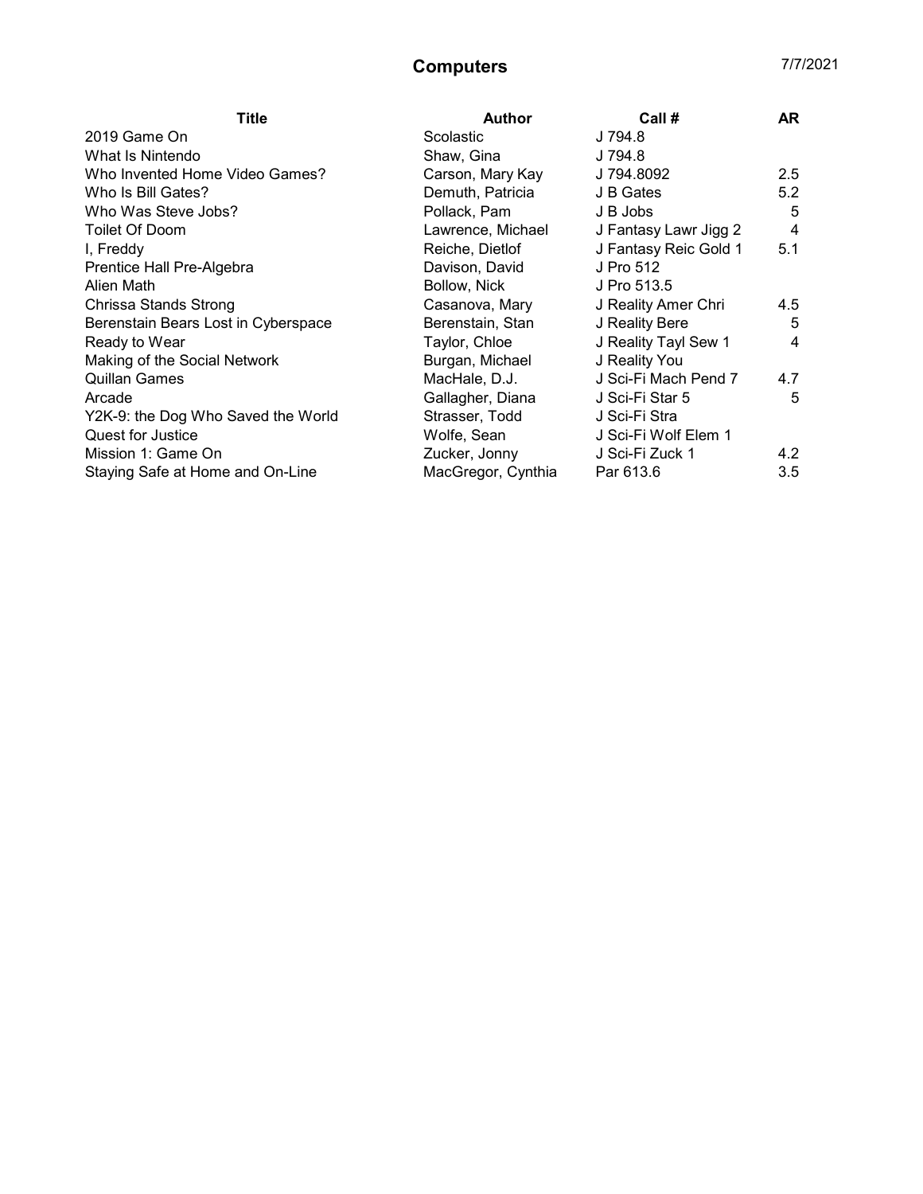# Computers

7/7/2021

| Title | Author | Call # | AR |
|---|---|---|---|
| 2019 Game On | Scolastic | J 794.8 | |
| What Is Nintendo | Shaw, Gina | J 794.8 | |
| Who Invented Home Video Games? | Carson, Mary Kay | J 794.8092 | 2.5 |
| Who Is Bill Gates? | Demuth, Patricia | J B Gates | 5.2 |
| Who Was Steve Jobs? | Pollack, Pam | J B Jobs | 5 |
| Toilet Of Doom | Lawrence, Michael | J Fantasy Lawr Jigg 2 | 4 |
| I, Freddy | Reiche, Dietlof | J Fantasy Reic Gold 1 | 5.1 |
| Prentice Hall Pre-Algebra | Davison, David | J Pro 512 | |
| Alien Math | Bollow, Nick | J Pro 513.5 | |
| Chrissa Stands Strong | Casanova, Mary | J Reality Amer Chri | 4.5 |
| Berenstain Bears Lost in Cyberspace | Berenstain, Stan | J Reality Bere | 5 |
| Ready to Wear | Taylor, Chloe | J Reality Tayl Sew 1 | 4 |
| Making of the Social Network | Burgan, Michael | J Reality You | |
| Quillan Games | MacHale, D.J. | J Sci-Fi Mach Pend 7 | 4.7 |
| Arcade | Gallagher, Diana | J Sci-Fi Star 5 | 5 |
| Y2K-9: the Dog Who Saved the World | Strasser, Todd | J Sci-Fi Stra | |
| Quest for Justice | Wolfe, Sean | J Sci-Fi Wolf Elem 1 | |
| Mission 1: Game On | Zucker, Jonny | J Sci-Fi Zuck 1 | 4.2 |
| Staying Safe at Home and On-Line | MacGregor, Cynthia | Par 613.6 | 3.5 |